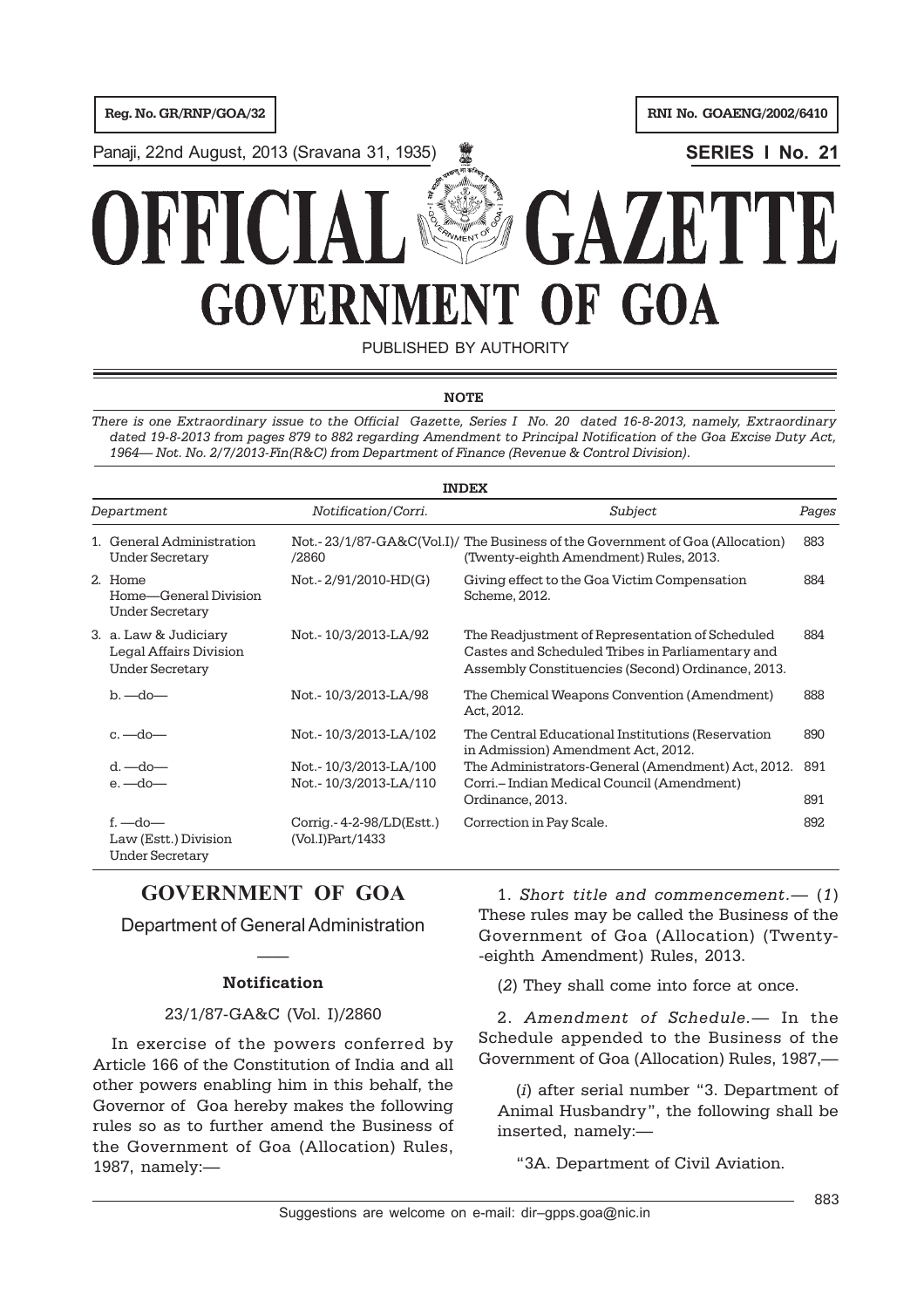Reg. No. GR/RNP/GOA/32

RNI No. GOAENG/2002/6410

Panaji, 22nd August, 2013 (Sravana 31, 1935)

**SERIES I No. 21**

# OFFICIAL GAZETTE
# GOVERNMENT OF GOA

PUBLISHED BY AUTHORITY

**NOTE**

*There is one Extraordinary issue to the Official Gazette, Series I No. 20 dated 16-8-2013, namely, Extraordinary dated 19-8-2013 from pages 879 to 882 regarding Amendment to Principal Notification of the Goa Excise Duty Act, 1964— Not. No. 2/7/2013-Fin(R&C) from Department of Finance (Revenue & Control Division).*

**INDEX**

| *Department* | *Notification/Corri.* | *Subject* | *Pages* |
|---|---|---|---|
| 1. General Administration Under Secretary | Not.- 23/1/87-GA&C(Vol.I)/ /2860 | The Business of the Government of Goa (Allocation) (Twenty-eighth Amendment) Rules, 2013. | 883 |
| 2. Home Home—General Division Under Secretary | Not.- 2/91/2010-HD(G) | Giving effect to the Goa Victim Compensation Scheme, 2012. | 884 |
| 3. a. Law & Judiciary Legal Affairs Division Under Secretary | Not.- 10/3/2013-LA/92 | The Readjustment of Representation of Scheduled Castes and Scheduled Tribes in Parliamentary and Assembly Constituencies (Second) Ordinance, 2013. | 884 |
| b. —do— | Not.- 10/3/2013-LA/98 | The Chemical Weapons Convention (Amendment) Act, 2012. | 888 |
| c. —do— | Not.- 10/3/2013-LA/102 | The Central Educational Institutions (Reservation in Admission) Amendment Act, 2012. | 890 |
| d. —do— | Not.- 10/3/2013-LA/100 | The Administrators-General (Amendment) Act, 2012. | 891 |
| e. —do— | Not.- 10/3/2013-LA/110 | Corri.– Indian Medical Council (Amendment) Ordinance, 2013. | 891 |
| f. —do— Law (Estt.) Division Under Secretary | Corrig.- 4-2-98/LD(Estt.) (Vol.I)Part/1433 | Correction in Pay Scale. | 892 |

## GOVERNMENT OF GOA

### Department of General Administration

**Notification**

23/1/87-GA&C (Vol. I)/2860

In exercise of the powers conferred by Article 166 of the Constitution of India and all other powers enabling him in this behalf, the Governor of Goa hereby makes the following rules so as to further amend the Business of the Government of Goa (Allocation) Rules, 1987, namely:—

1. *Short title and commencement.*— (*1*) These rules may be called the Business of the Government of Goa (Allocation) (Twenty--eighth Amendment) Rules, 2013.

(*2*) They shall come into force at once.

2. *Amendment of Schedule.*— In the Schedule appended to the Business of the Government of Goa (Allocation) Rules, 1987,—

(*i*) after serial number "3. Department of Animal Husbandry", the following shall be inserted, namely:—

"3A. Department of Civil Aviation.

Suggestions are welcome on e-mail: dir–gpps.goa@nic.in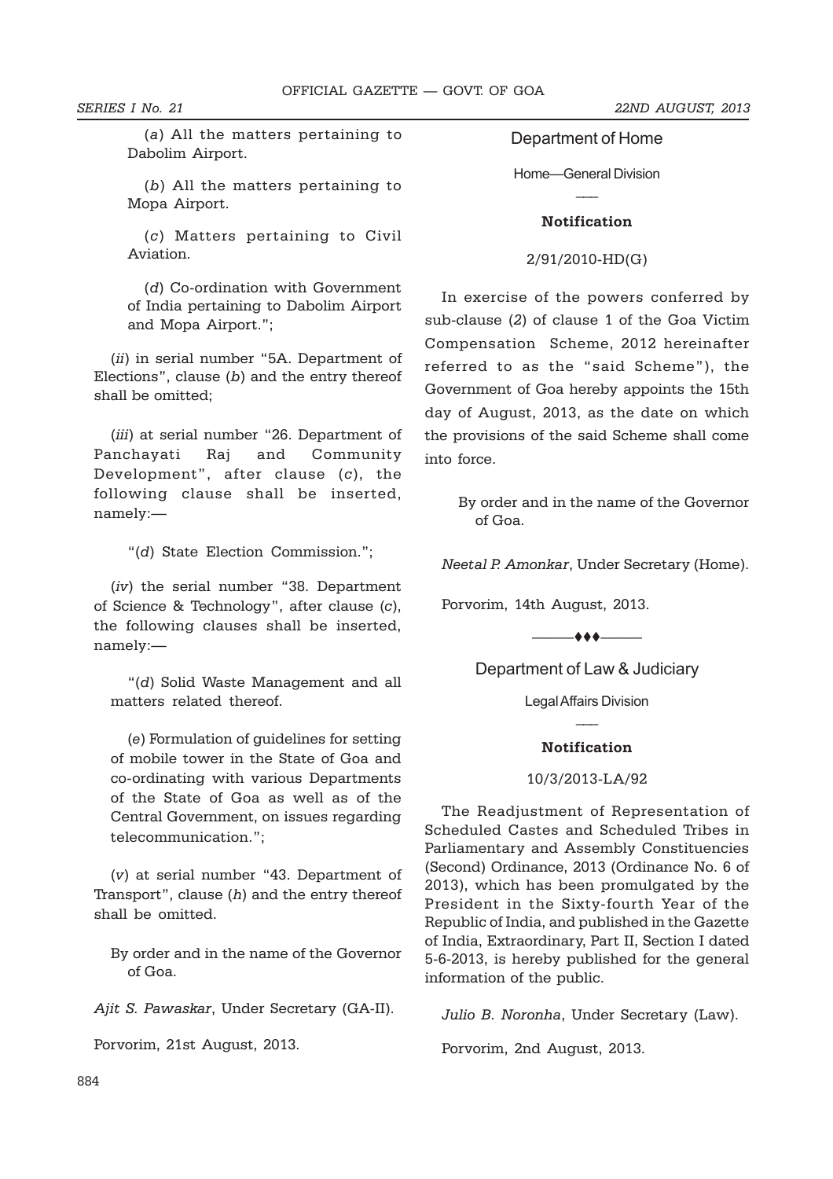(*a*) All the matters pertaining to Dabolim Airport.

(*b*) All the matters pertaining to Mopa Airport.

(*c*) Matters pertaining to Civil Aviation.

(*d*) Co-ordination with Government of India pertaining to Dabolim Airport and Mopa Airport.";

(*ii*) in serial number "5A. Department of Elections", clause (*b*) and the entry thereof shall be omitted;

(*iii*) at serial number "26. Department of Panchayati Raj and Community Development", after clause (*c*), the following clause shall be inserted, namely:—

"(*d*) State Election Commission.";

(*iv*) the serial number "38. Department of Science & Technology", after clause (*c*), the following clauses shall be inserted, namely:—

"(*d*) Solid Waste Management and all matters related thereof.

(*e*) Formulation of guidelines for setting of mobile tower in the State of Goa and co-ordinating with various Departments of the State of Goa as well as of the Central Government, on issues regarding telecommunication.";

(*v*) at serial number "43. Department of Transport", clause (*h*) and the entry thereof shall be omitted.

By order and in the name of the Governor of Goa.

*Ajit S. Pawaskar*, Under Secretary (GA-II).

Porvorim, 21st August, 2013.

## Department of Home

Home—General Division

### Notification

2/91/2010-HD(G)

In exercise of the powers conferred by sub-clause (*2*) of clause 1 of the Goa Victim Compensation Scheme, 2012 hereinafter referred to as the "said Scheme"), the Government of Goa hereby appoints the 15th day of August, 2013, as the date on which the provisions of the said Scheme shall come into force.

By order and in the name of the Governor of Goa.

*Neetal P. Amonkar*, Under Secretary (Home).

Porvorim, 14th August, 2013.

———♦♦♦———

## Department of Law & Judiciary

Legal Affairs Division

### Notification

10/3/2013-LA/92

The Readjustment of Representation of Scheduled Castes and Scheduled Tribes in Parliamentary and Assembly Constituencies (Second) Ordinance, 2013 (Ordinance No. 6 of 2013), which has been promulgated by the President in the Sixty-fourth Year of the Republic of India, and published in the Gazette of India, Extraordinary, Part II, Section I dated 5-6-2013, is hereby published for the general information of the public.

*Julio B. Noronha*, Under Secretary (Law).

Porvorim, 2nd August, 2013.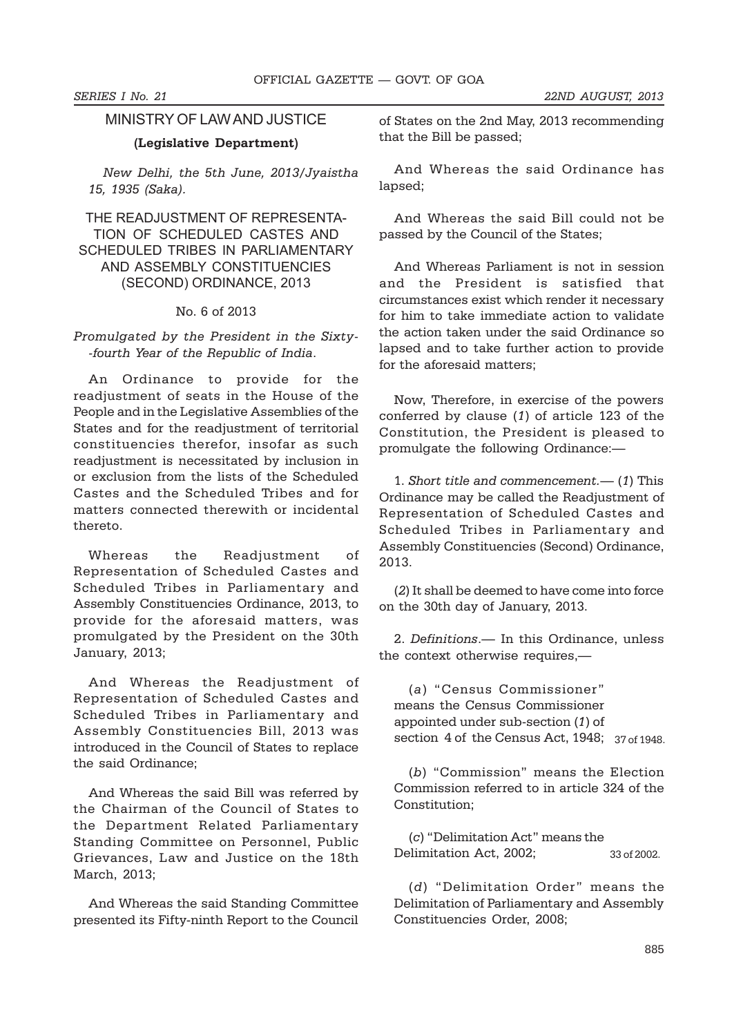## MINISTRY OF LAW AND JUSTICE

**(Legislative Department)**

*New Delhi, the 5th June, 2013/Jyaistha 15, 1935 (Saka).*

### THE READJUSTMENT OF REPRESENTATION OF SCHEDULED CASTES AND SCHEDULED TRIBES IN PARLIAMENTARY AND ASSEMBLY CONSTITUENCIES (SECOND) ORDINANCE, 2013

No. 6 of 2013

*Promulgated by the President in the Sixty--fourth Year of the Republic of India.*

An Ordinance to provide for the readjustment of seats in the House of the People and in the Legislative Assemblies of the States and for the readjustment of territorial constituencies therefor, insofar as such readjustment is necessitated by inclusion in or exclusion from the lists of the Scheduled Castes and the Scheduled Tribes and for matters connected therewith or incidental thereto.

Whereas the Readjustment of Representation of Scheduled Castes and Scheduled Tribes in Parliamentary and Assembly Constituencies Ordinance, 2013, to provide for the aforesaid matters, was promulgated by the President on the 30th January, 2013;

And Whereas the Readjustment of Representation of Scheduled Castes and Scheduled Tribes in Parliamentary and Assembly Constituencies Bill, 2013 was introduced in the Council of States to replace the said Ordinance;

And Whereas the said Bill was referred by the Chairman of the Council of States to the Department Related Parliamentary Standing Committee on Personnel, Public Grievances, Law and Justice on the 18th March, 2013;

And Whereas the said Standing Committee presented its Fifty-ninth Report to the Council of States on the 2nd May, 2013 recommending that the Bill be passed;

And Whereas the said Ordinance has lapsed;

And Whereas the said Bill could not be passed by the Council of the States;

And Whereas Parliament is not in session and the President is satisfied that circumstances exist which render it necessary for him to take immediate action to validate the action taken under the said Ordinance so lapsed and to take further action to provide for the aforesaid matters;

Now, Therefore, in exercise of the powers conferred by clause (*1*) of article 123 of the Constitution, the President is pleased to promulgate the following Ordinance:—

1. *Short title and commencement.*— (*1*) This Ordinance may be called the Readjustment of Representation of Scheduled Castes and Scheduled Tribes in Parliamentary and Assembly Constituencies (Second) Ordinance, 2013.

(*2*) It shall be deemed to have come into force on the 30th day of January, 2013.

2. *Definitions*.— In this Ordinance, unless the context otherwise requires,—

(*a*) "Census Commissioner" means the Census Commissioner appointed under sub-section (*1*) of section 4 of the Census Act, 1948; 37 of 1948.

(*b*) "Commission" means the Election Commission referred to in article 324 of the Constitution;

(*c*) "Delimitation Act" means the Delimitation Act, 2002; 33 of 2002.

(*d*) "Delimitation Order" means the Delimitation of Parliamentary and Assembly Constituencies Order, 2008;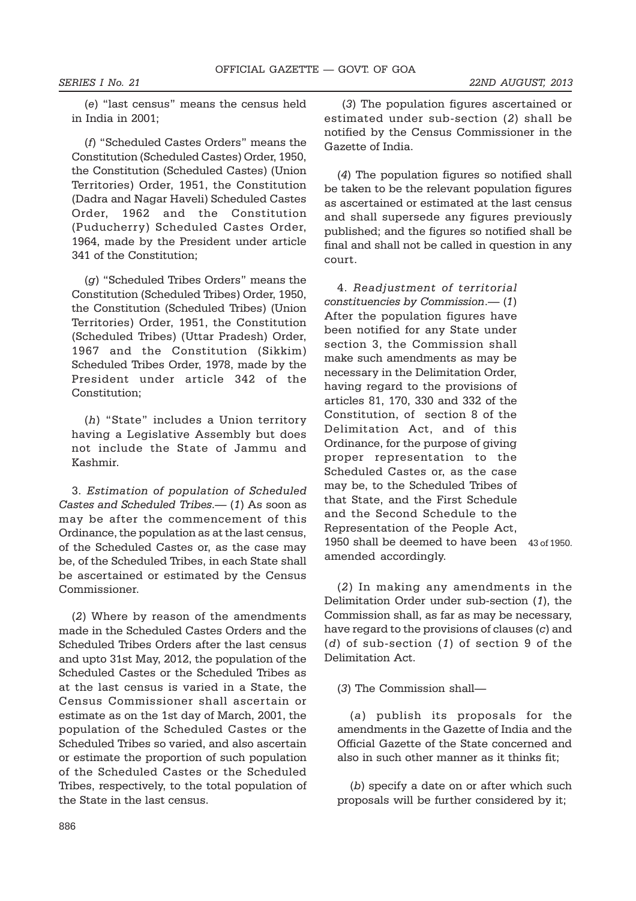(*e*) "last census" means the census held in India in 2001;

(*f*) "Scheduled Castes Orders" means the Constitution (Scheduled Castes) Order, 1950, the Constitution (Scheduled Castes) (Union Territories) Order, 1951, the Constitution (Dadra and Nagar Haveli) Scheduled Castes Order, 1962 and the Constitution (Puducherry) Scheduled Castes Order, 1964, made by the President under article 341 of the Constitution;

(*g*) "Scheduled Tribes Orders" means the Constitution (Scheduled Tribes) Order, 1950, the Constitution (Scheduled Tribes) (Union Territories) Order, 1951, the Constitution (Scheduled Tribes) (Uttar Pradesh) Order, 1967 and the Constitution (Sikkim) Scheduled Tribes Order, 1978, made by the President under article 342 of the Constitution;

(*h*) "State" includes a Union territory having a Legislative Assembly but does not include the State of Jammu and Kashmir.

3. *Estimation of population of Scheduled Castes and Scheduled Tribes*.— (*1*) As soon as may be after the commencement of this Ordinance, the population as at the last census, of the Scheduled Castes or, as the case may be, of the Scheduled Tribes, in each State shall be ascertained or estimated by the Census Commissioner.

(*2*) Where by reason of the amendments made in the Scheduled Castes Orders and the Scheduled Tribes Orders after the last census and upto 31st May, 2012, the population of the Scheduled Castes or the Scheduled Tribes as at the last census is varied in a State, the Census Commissioner shall ascertain or estimate as on the 1st day of March, 2001, the population of the Scheduled Castes or the Scheduled Tribes so varied, and also ascertain or estimate the proportion of such population of the Scheduled Castes or the Scheduled Tribes, respectively, to the total population of the State in the last census.

(*3*) The population figures ascertained or estimated under sub-section (*2*) shall be notified by the Census Commissioner in the Gazette of India.

(*4*) The population figures so notified shall be taken to be the relevant population figures as ascertained or estimated at the last census and shall supersede any figures previously published; and the figures so notified shall be final and shall not be called in question in any court.

4. *Readjustment of territorial constituencies by Commission*.— (*1*) After the population figures have been notified for any State under section 3, the Commission shall make such amendments as may be necessary in the Delimitation Order, having regard to the provisions of articles 81, 170, 330 and 332 of the Constitution, of section 8 of the Delimitation Act, and of this Ordinance, for the purpose of giving proper representation to the Scheduled Castes or, as the case may be, to the Scheduled Tribes of that State, and the First Schedule and the Second Schedule to the Representation of the People Act, 1950 shall be deemed to have been amended accordingly.

43 of 1950.

(*2*) In making any amendments in the Delimitation Order under sub-section (*1*), the Commission shall, as far as may be necessary, have regard to the provisions of clauses (*c*) and (*d*) of sub-section (*1*) of section 9 of the Delimitation Act.

(*3*) The Commission shall—

(*a*) publish its proposals for the amendments in the Gazette of India and the Official Gazette of the State concerned and also in such other manner as it thinks fit;

(*b*) specify a date on or after which such proposals will be further considered by it;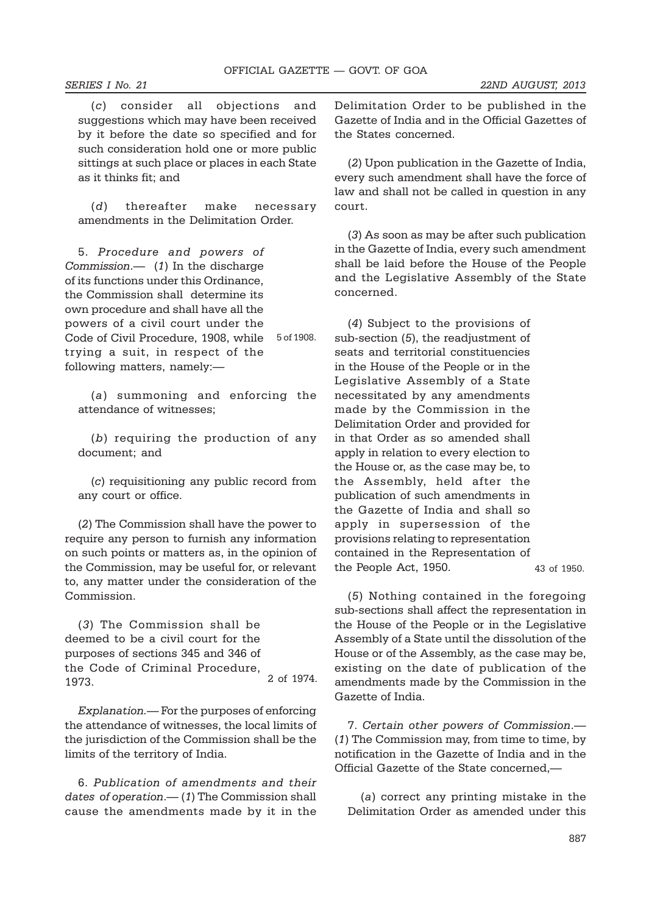(*c*) consider all objections and suggestions which may have been received by it before the date so specified and for such consideration hold one or more public sittings at such place or places in each State as it thinks fit; and

(*d*) thereafter make necessary amendments in the Delimitation Order.

5. *Procedure and powers of Commission*.— (*1*) In the discharge of its functions under this Ordinance, the Commission shall determine its own procedure and shall have all the powers of a civil court under the Code of Civil Procedure, 1908, while trying a suit, in respect of the following matters, namely:— 5 of 1908.

(*a*) summoning and enforcing the attendance of witnesses;

(*b*) requiring the production of any document; and

(*c*) requisitioning any public record from any court or office.

(*2*) The Commission shall have the power to require any person to furnish any information on such points or matters as, in the opinion of the Commission, may be useful for, or relevant to, any matter under the consideration of the Commission.

(*3*) The Commission shall be deemed to be a civil court for the purposes of sections 345 and 346 of the Code of Criminal Procedure, 1973. 2 of 1974.

*Explanation*.— For the purposes of enforcing the attendance of witnesses, the local limits of the jurisdiction of the Commission shall be the limits of the territory of India.

6. *Publication of amendments and their dates of operation*.— (*1*) The Commission shall cause the amendments made by it in the Delimitation Order to be published in the Gazette of India and in the Official Gazettes of the States concerned.

(*2*) Upon publication in the Gazette of India, every such amendment shall have the force of law and shall not be called in question in any court.

(*3*) As soon as may be after such publication in the Gazette of India, every such amendment shall be laid before the House of the People and the Legislative Assembly of the State concerned.

(*4*) Subject to the provisions of sub-section (*5*), the readjustment of seats and territorial constituencies in the House of the People or in the Legislative Assembly of a State necessitated by any amendments made by the Commission in the Delimitation Order and provided for in that Order as so amended shall apply in relation to every election to the House or, as the case may be, to the Assembly, held after the publication of such amendments in the Gazette of India and shall so apply in supersession of the provisions relating to representation contained in the Representation of the People Act, 1950. 43 of 1950.

(*5*) Nothing contained in the foregoing sub-sections shall affect the representation in the House of the People or in the Legislative Assembly of a State until the dissolution of the House or of the Assembly, as the case may be, existing on the date of publication of the amendments made by the Commission in the Gazette of India.

7. *Certain other powers of Commission*.— (*1*) The Commission may, from time to time, by notification in the Gazette of India and in the Official Gazette of the State concerned,—

(*a*) correct any printing mistake in the Delimitation Order as amended under this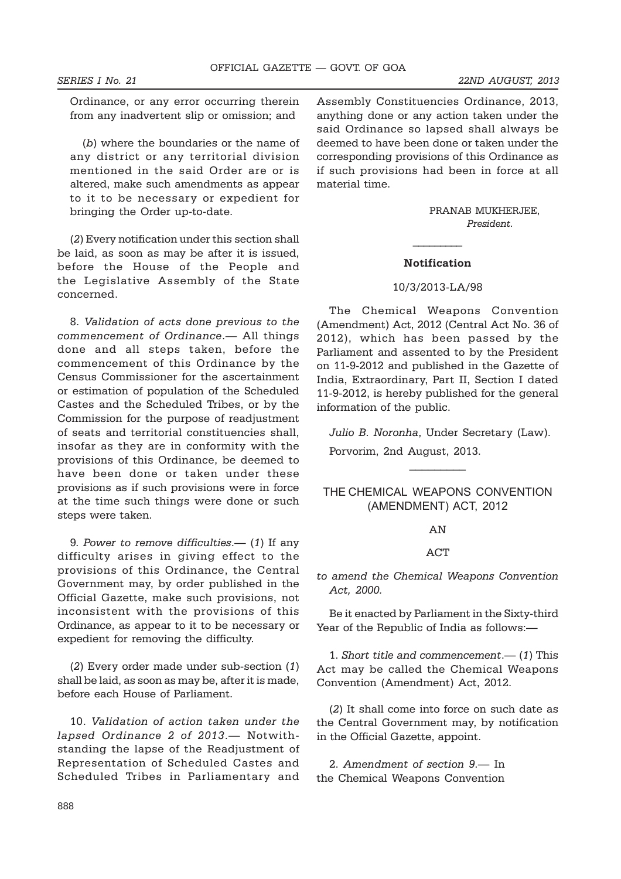Ordinance, or any error occurring therein from any inadvertent slip or omission; and

(*b*) where the boundaries or the name of any district or any territorial division mentioned in the said Order are or is altered, make such amendments as appear to it to be necessary or expedient for bringing the Order up-to-date.

(*2*) Every notification under this section shall be laid, as soon as may be after it is issued, before the House of the People and the Legislative Assembly of the State concerned.

8. *Validation of acts done previous to the commencement of Ordinance*.— All things done and all steps taken, before the commencement of this Ordinance by the Census Commissioner for the ascertainment or estimation of population of the Scheduled Castes and the Scheduled Tribes, or by the Commission for the purpose of readjustment of seats and territorial constituencies shall, insofar as they are in conformity with the provisions of this Ordinance, be deemed to have been done or taken under these provisions as if such provisions were in force at the time such things were done or such steps were taken.

9. *Power to remove difficulties*.— (*1*) If any difficulty arises in giving effect to the provisions of this Ordinance, the Central Government may, by order published in the Official Gazette, make such provisions, not inconsistent with the provisions of this Ordinance, as appear to it to be necessary or expedient for removing the difficulty.

(*2*) Every order made under sub-section (*1*) shall be laid, as soon as may be, after it is made, before each House of Parliament.

10. *Validation of action taken under the lapsed Ordinance 2 of 2013*.— Notwithstanding the lapse of the Readjustment of Representation of Scheduled Castes and Scheduled Tribes in Parliamentary and Assembly Constituencies Ordinance, 2013, anything done or any action taken under the said Ordinance so lapsed shall always be deemed to have been done or taken under the corresponding provisions of this Ordinance as if such provisions had been in force at all material time.

PRANAB MUKHERJEE,
*President*.

---

**Notification**

10/3/2013-LA/98

The Chemical Weapons Convention (Amendment) Act, 2012 (Central Act No. 36 of 2012), which has been passed by the Parliament and assented to by the President on 11-9-2012 and published in the Gazette of India, Extraordinary, Part II, Section I dated 11-9-2012, is hereby published for the general information of the public.

*Julio B. Noronha*, Under Secretary (Law).

Porvorim, 2nd August, 2013.

---

## THE CHEMICAL WEAPONS CONVENTION (AMENDMENT) ACT, 2012

AN

ACT

*to amend the Chemical Weapons Convention Act, 2000.*

Be it enacted by Parliament in the Sixty-third Year of the Republic of India as follows:—

1. *Short title and commencement*.— (*1*) This Act may be called the Chemical Weapons Convention (Amendment) Act, 2012.

(*2*) It shall come into force on such date as the Central Government may, by notification in the Official Gazette, appoint.

2. *Amendment of section 9*.— In the Chemical Weapons Convention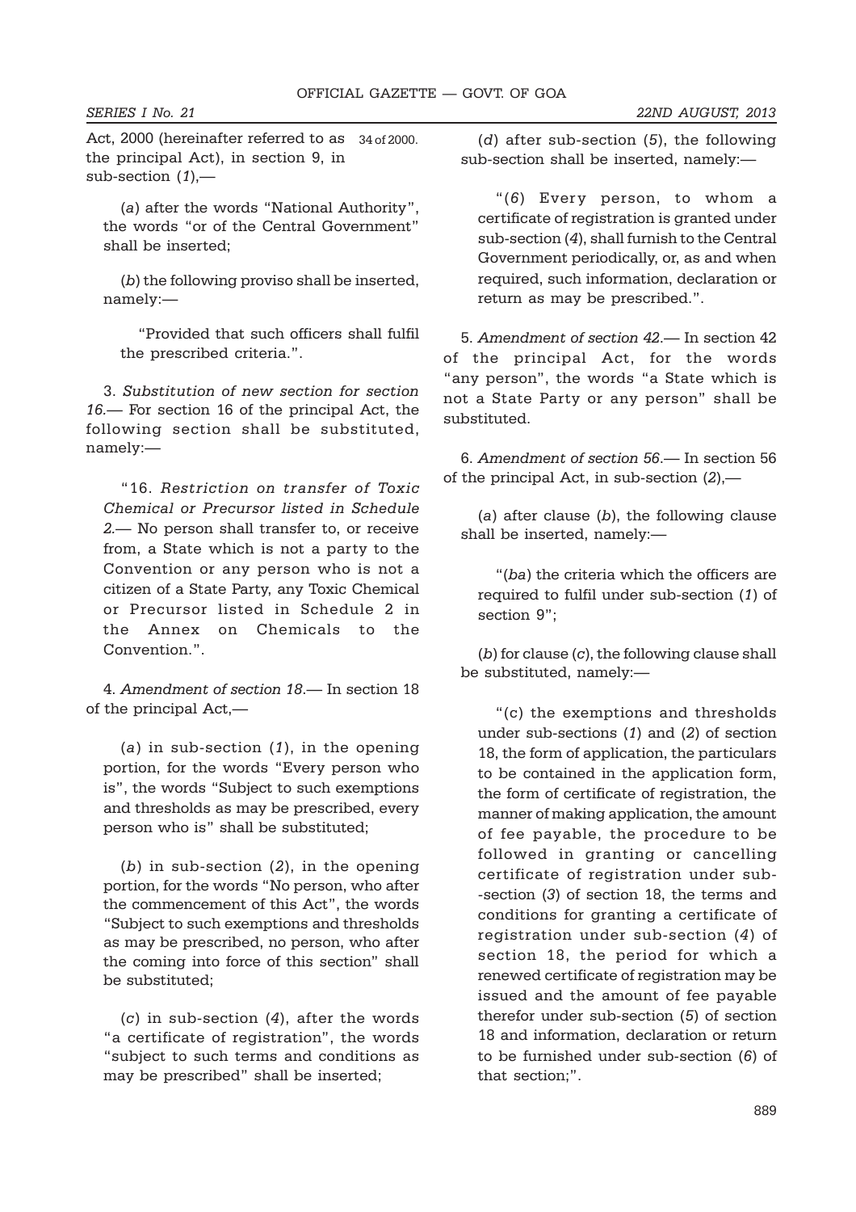Act, 2000 (hereinafter referred to as the principal Act), in section 9, in sub-section (*1*),— 34 of 2000.

(*a*) after the words "National Authority", the words "or of the Central Government" shall be inserted;

(*b*) the following proviso shall be inserted, namely:—

"Provided that such officers shall fulfil the prescribed criteria.".

3. *Substitution of new section for section 16*.— For section 16 of the principal Act, the following section shall be substituted, namely:—

"16. *Restriction on transfer of Toxic Chemical or Precursor listed in Schedule 2*.— No person shall transfer to, or receive from, a State which is not a party to the Convention or any person who is not a citizen of a State Party, any Toxic Chemical or Precursor listed in Schedule 2 in the Annex on Chemicals to the Convention.".

4. *Amendment of section 18*.— In section 18 of the principal Act,—

(*a*) in sub-section (*1*), in the opening portion, for the words "Every person who is", the words "Subject to such exemptions and thresholds as may be prescribed, every person who is" shall be substituted;

(*b*) in sub-section (*2*), in the opening portion, for the words "No person, who after the commencement of this Act", the words "Subject to such exemptions and thresholds as may be prescribed, no person, who after the coming into force of this section" shall be substituted;

(*c*) in sub-section (*4*), after the words "a certificate of registration", the words "subject to such terms and conditions as may be prescribed" shall be inserted;

(*d*) after sub-section (*5*), the following sub-section shall be inserted, namely:—

"(*6*) Every person, to whom a certificate of registration is granted under sub-section (*4*), shall furnish to the Central Government periodically, or, as and when required, such information, declaration or return as may be prescribed.".

5. *Amendment of section 42*.— In section 42 of the principal Act, for the words "any person", the words "a State which is not a State Party or any person" shall be substituted.

6. *Amendment of section 56*.— In section 56 of the principal Act, in sub-section (*2*),—

(*a*) after clause (*b*), the following clause shall be inserted, namely:—

"(*ba*) the criteria which the officers are required to fulfil under sub-section (*1*) of section 9";

(*b*) for clause (*c*), the following clause shall be substituted, namely:—

"(c) the exemptions and thresholds under sub-sections (*1*) and (*2*) of section 18, the form of application, the particulars to be contained in the application form, the form of certificate of registration, the manner of making application, the amount of fee payable, the procedure to be followed in granting or cancelling certificate of registration under sub--section (*3*) of section 18, the terms and conditions for granting a certificate of registration under sub-section (*4*) of section 18, the period for which a renewed certificate of registration may be issued and the amount of fee payable therefor under sub-section (*5*) of section 18 and information, declaration or return to be furnished under sub-section (*6*) of that section;".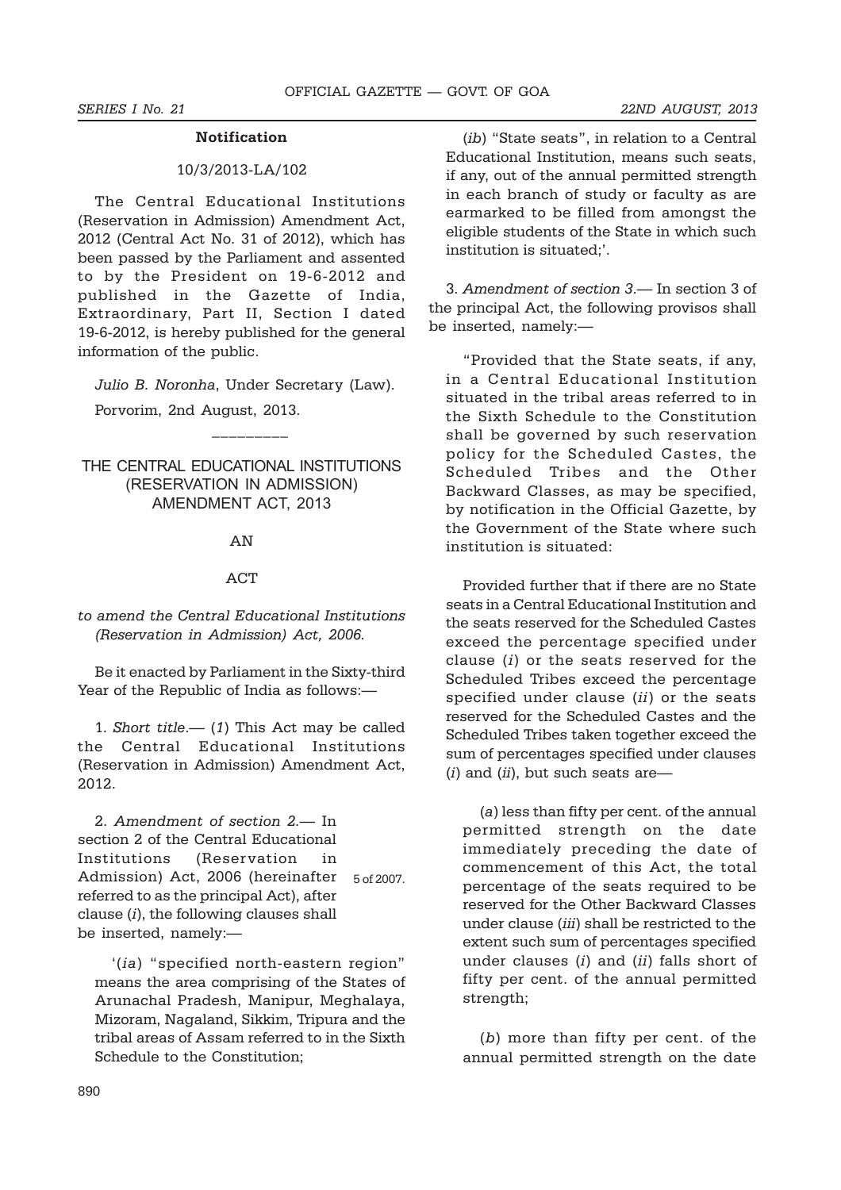### Notification

10/3/2013-LA/102

The Central Educational Institutions (Reservation in Admission) Amendment Act, 2012 (Central Act No. 31 of 2012), which has been passed by the Parliament and assented to by the President on 19-6-2012 and published in the Gazette of India, Extraordinary, Part II, Section I dated 19-6-2012, is hereby published for the general information of the public.

*Julio B. Noronha*, Under Secretary (Law).

Porvorim, 2nd August, 2013.

———————

## THE CENTRAL EDUCATIONAL INSTITUTIONS (RESERVATION IN ADMISSION) AMENDMENT ACT, 2013

AN

ACT

*to amend the Central Educational Institutions (Reservation in Admission) Act, 2006.*

Be it enacted by Parliament in the Sixty-third Year of the Republic of India as follows:—

1. *Short title*.— (*1*) This Act may be called the Central Educational Institutions (Reservation in Admission) Amendment Act, 2012.

2. *Amendment of section 2*.— In section 2 of the Central Educational Institutions (Reservation in Admission) Act, 2006 (hereinafter referred to as the principal Act), after clause (*i*), the following clauses shall be inserted, namely:— 5 of 2007.

'(*ia*) "specified north-eastern region" means the area comprising of the States of Arunachal Pradesh, Manipur, Meghalaya, Mizoram, Nagaland, Sikkim, Tripura and the tribal areas of Assam referred to in the Sixth Schedule to the Constitution;

(*ib*) "State seats", in relation to a Central Educational Institution, means such seats, if any, out of the annual permitted strength in each branch of study or faculty as are earmarked to be filled from amongst the eligible students of the State in which such institution is situated;'.

3. *Amendment of section 3*.— In section 3 of the principal Act, the following provisos shall be inserted, namely:—

"Provided that the State seats, if any, in a Central Educational Institution situated in the tribal areas referred to in the Sixth Schedule to the Constitution shall be governed by such reservation policy for the Scheduled Castes, the Scheduled Tribes and the Other Backward Classes, as may be specified, by notification in the Official Gazette, by the Government of the State where such institution is situated:

Provided further that if there are no State seats in a Central Educational Institution and the seats reserved for the Scheduled Castes exceed the percentage specified under clause (*i*) or the seats reserved for the Scheduled Tribes exceed the percentage specified under clause (*ii*) or the seats reserved for the Scheduled Castes and the Scheduled Tribes taken together exceed the sum of percentages specified under clauses (*i*) and (*ii*), but such seats are—

(*a*) less than fifty per cent. of the annual permitted strength on the date immediately preceding the date of commencement of this Act, the total percentage of the seats required to be reserved for the Other Backward Classes under clause (*iii*) shall be restricted to the extent such sum of percentages specified under clauses (*i*) and (*ii*) falls short of fifty per cent. of the annual permitted strength;

(*b*) more than fifty per cent. of the annual permitted strength on the date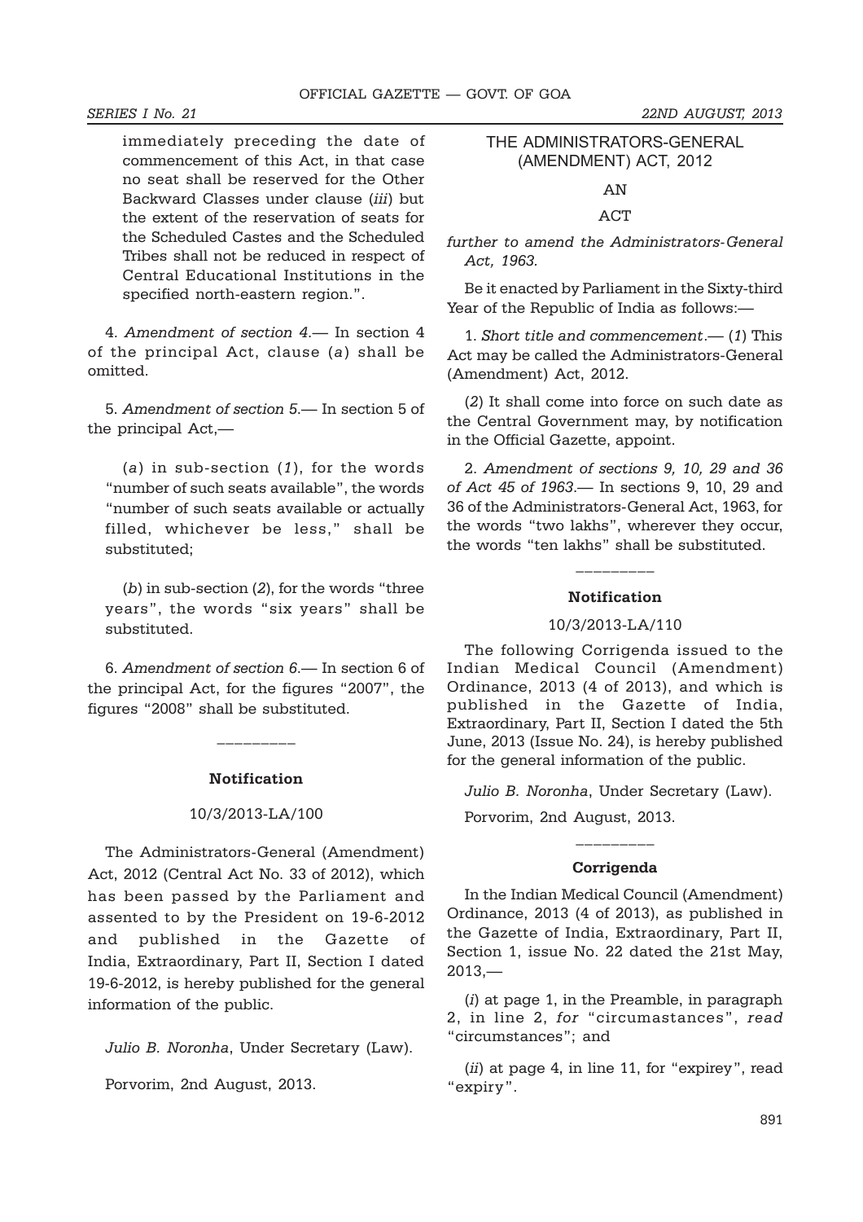immediately preceding the date of commencement of this Act, in that case no seat shall be reserved for the Other Backward Classes under clause (*iii*) but the extent of the reservation of seats for the Scheduled Castes and the Scheduled Tribes shall not be reduced in respect of Central Educational Institutions in the specified north-eastern region.".

4. *Amendment of section 4.*— In section 4 of the principal Act, clause (*a*) shall be omitted.

5. *Amendment of section 5.*— In section 5 of the principal Act,—

(*a*) in sub-section (*1*), for the words "number of such seats available", the words "number of such seats available or actually filled, whichever be less," shall be substituted;

(*b*) in sub-section (*2*), for the words "three years", the words "six years" shall be substituted.

6. *Amendment of section 6.*— In section 6 of the principal Act, for the figures "2007", the figures "2008" shall be substituted.

---

**Notification**

10/3/2013-LA/100

The Administrators-General (Amendment) Act, 2012 (Central Act No. 33 of 2012), which has been passed by the Parliament and assented to by the President on 19-6-2012 and published in the Gazette of India, Extraordinary, Part II, Section I dated 19-6-2012, is hereby published for the general information of the public.

*Julio B. Noronha*, Under Secretary (Law).

Porvorim, 2nd August, 2013.

## THE ADMINISTRATORS-GENERAL (AMENDMENT) ACT, 2012

AN

ACT

*further to amend the Administrators-General Act, 1963.*

Be it enacted by Parliament in the Sixty-third Year of the Republic of India as follows:—

1. *Short title and commencement.*— (*1*) This Act may be called the Administrators-General (Amendment) Act, 2012.

(*2*) It shall come into force on such date as the Central Government may, by notification in the Official Gazette, appoint.

2. *Amendment of sections 9, 10, 29 and 36 of Act 45 of 1963.*— In sections 9, 10, 29 and 36 of the Administrators-General Act, 1963, for the words "two lakhs", wherever they occur, the words "ten lakhs" shall be substituted.

---

**Notification**

10/3/2013-LA/110

The following Corrigenda issued to the Indian Medical Council (Amendment) Ordinance, 2013 (4 of 2013), and which is published in the Gazette of India, Extraordinary, Part II, Section I dated the 5th June, 2013 (Issue No. 24), is hereby published for the general information of the public.

*Julio B. Noronha*, Under Secretary (Law).

Porvorim, 2nd August, 2013.

---

**Corrigenda**

In the Indian Medical Council (Amendment) Ordinance, 2013 (4 of 2013), as published in the Gazette of India, Extraordinary, Part II, Section 1, issue No. 22 dated the 21st May, 2013,—

(*i*) at page 1, in the Preamble, in paragraph 2, in line 2, *for* "circumastances", *read* "circumstances"; and

(*ii*) at page 4, in line 11, for "expirey", read "expiry".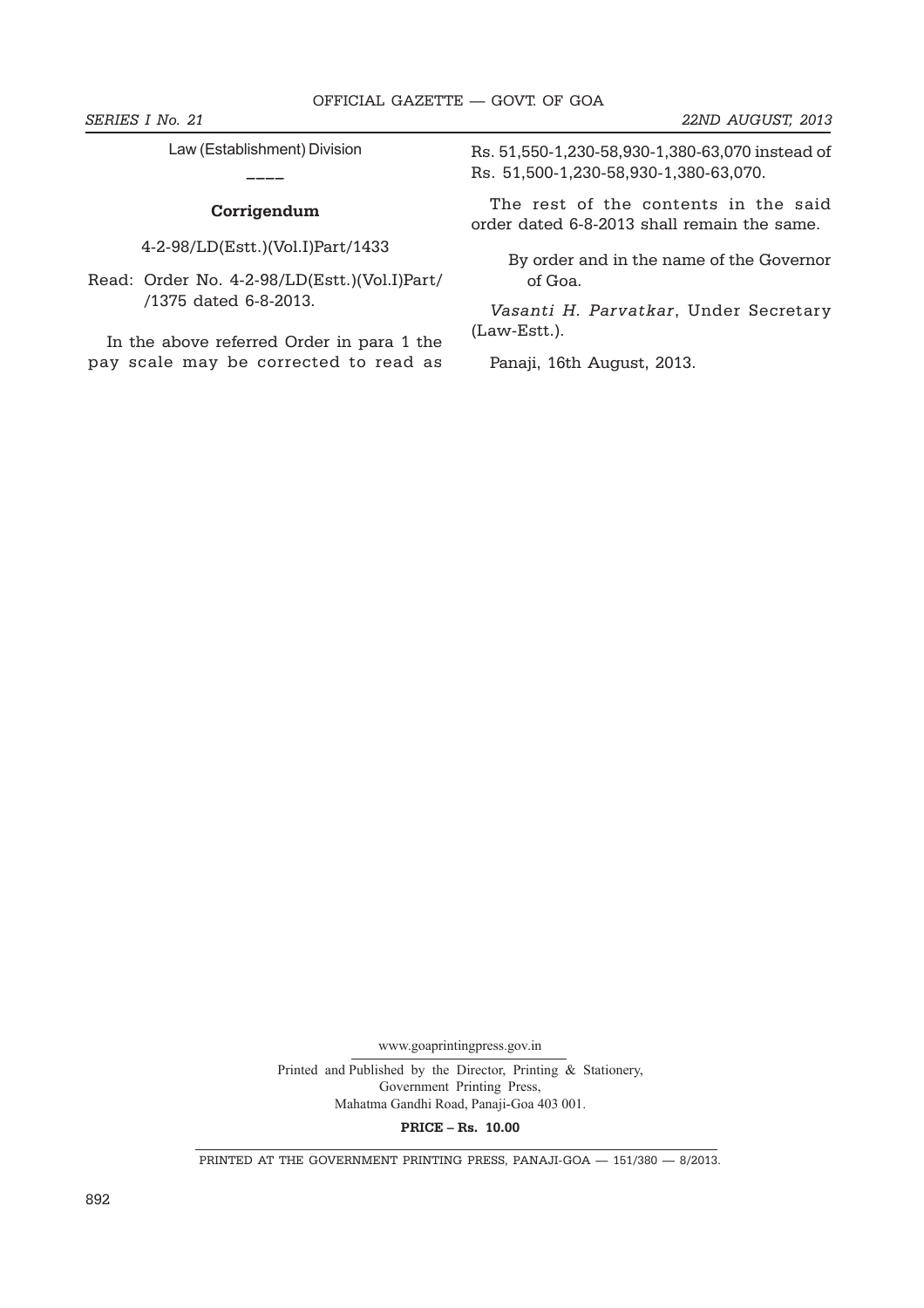Law (Establishment) Division

———

**Corrigendum**

4-2-98/LD(Estt.)(Vol.I)Part/1433

Read: Order No. 4-2-98/LD(Estt.)(Vol.I)Part/ /1375 dated 6-8-2013.

In the above referred Order in para 1 the pay scale may be corrected to read as Rs. 51,550-1,230-58,930-1,380-63,070 instead of Rs. 51,500-1,230-58,930-1,380-63,070.

The rest of the contents in the said order dated 6-8-2013 shall remain the same.

By order and in the name of the Governor of Goa.

*Vasanti H. Parvatkar*, Under Secretary (Law-Estt.).

Panaji, 16th August, 2013.

www.goaprintingpress.gov.in

Printed and Published by the Director, Printing & Stationery, Government Printing Press, Mahatma Gandhi Road, Panaji-Goa 403 001.

**PRICE – Rs. 10.00**

PRINTED AT THE GOVERNMENT PRINTING PRESS, PANAJI-GOA — 151/380 — 8/2013.